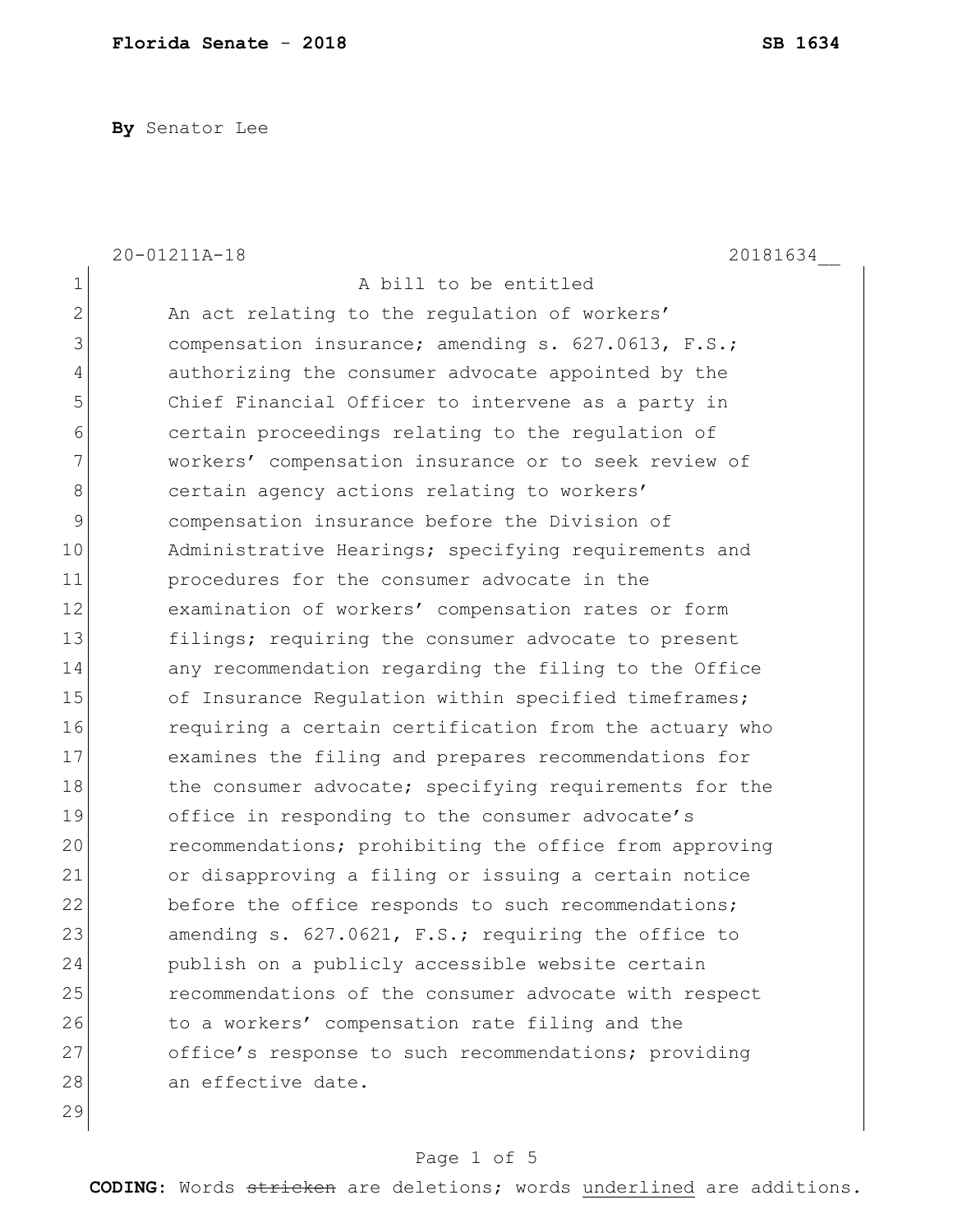**Florida Senate - 2018** **SB 1634**

**By** Senator Lee

20-01211A-18 20181634__

A bill to be entitled

An act relating to the regulation of workers' compensation insurance; amending s. 627.0613, F.S.; authorizing the consumer advocate appointed by the Chief Financial Officer to intervene as a party in certain proceedings relating to the regulation of workers' compensation insurance or to seek review of certain agency actions relating to workers' compensation insurance before the Division of Administrative Hearings; specifying requirements and procedures for the consumer advocate in the examination of workers' compensation rates or form filings; requiring the consumer advocate to present any recommendation regarding the filing to the Office of Insurance Regulation within specified timeframes; requiring a certain certification from the actuary who examines the filing and prepares recommendations for the consumer advocate; specifying requirements for the office in responding to the consumer advocate's recommendations; prohibiting the office from approving or disapproving a filing or issuing a certain notice before the office responds to such recommendations; amending s. 627.0621, F.S.; requiring the office to publish on a publicly accessible website certain recommendations of the consumer advocate with respect to a workers' compensation rate filing and the office's response to such recommendations; providing an effective date.

**CODING:** Words ~~stricken~~ are deletions; words underlined are additions.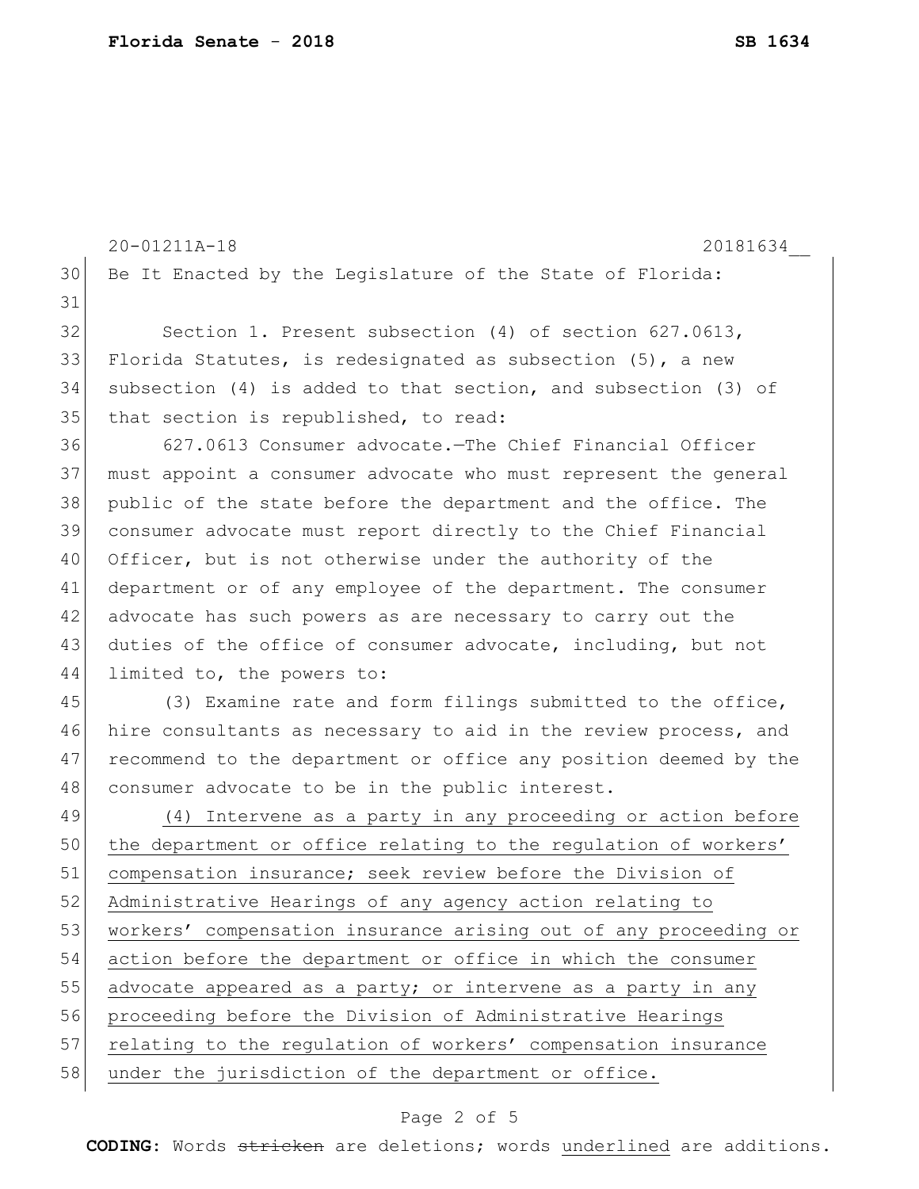Be It Enacted by the Legislature of the State of Florida:

Section 1. Present subsection (4) of section 627.0613, Florida Statutes, is redesignated as subsection (5), a new subsection (4) is added to that section, and subsection (3) of that section is republished, to read:

627.0613 Consumer advocate.—The Chief Financial Officer must appoint a consumer advocate who must represent the general public of the state before the department and the office. The consumer advocate must report directly to the Chief Financial Officer, but is not otherwise under the authority of the department or of any employee of the department. The consumer advocate has such powers as are necessary to carry out the duties of the office of consumer advocate, including, but not limited to, the powers to:

(3) Examine rate and form filings submitted to the office, hire consultants as necessary to aid in the review process, and recommend to the department or office any position deemed by the consumer advocate to be in the public interest.

<u>(4) Intervene as a party in any proceeding or action before the department or office relating to the regulation of workers' compensation insurance; seek review before the Division of Administrative Hearings of any agency action relating to workers' compensation insurance arising out of any proceeding or action before the department or office in which the consumer advocate appeared as a party; or intervene as a party in any proceeding before the Division of Administrative Hearings relating to the regulation of workers' compensation insurance under the jurisdiction of the department or office.</u>

**CODING:** Words ~~stricken~~ are deletions; words <u>underlined</u> are additions.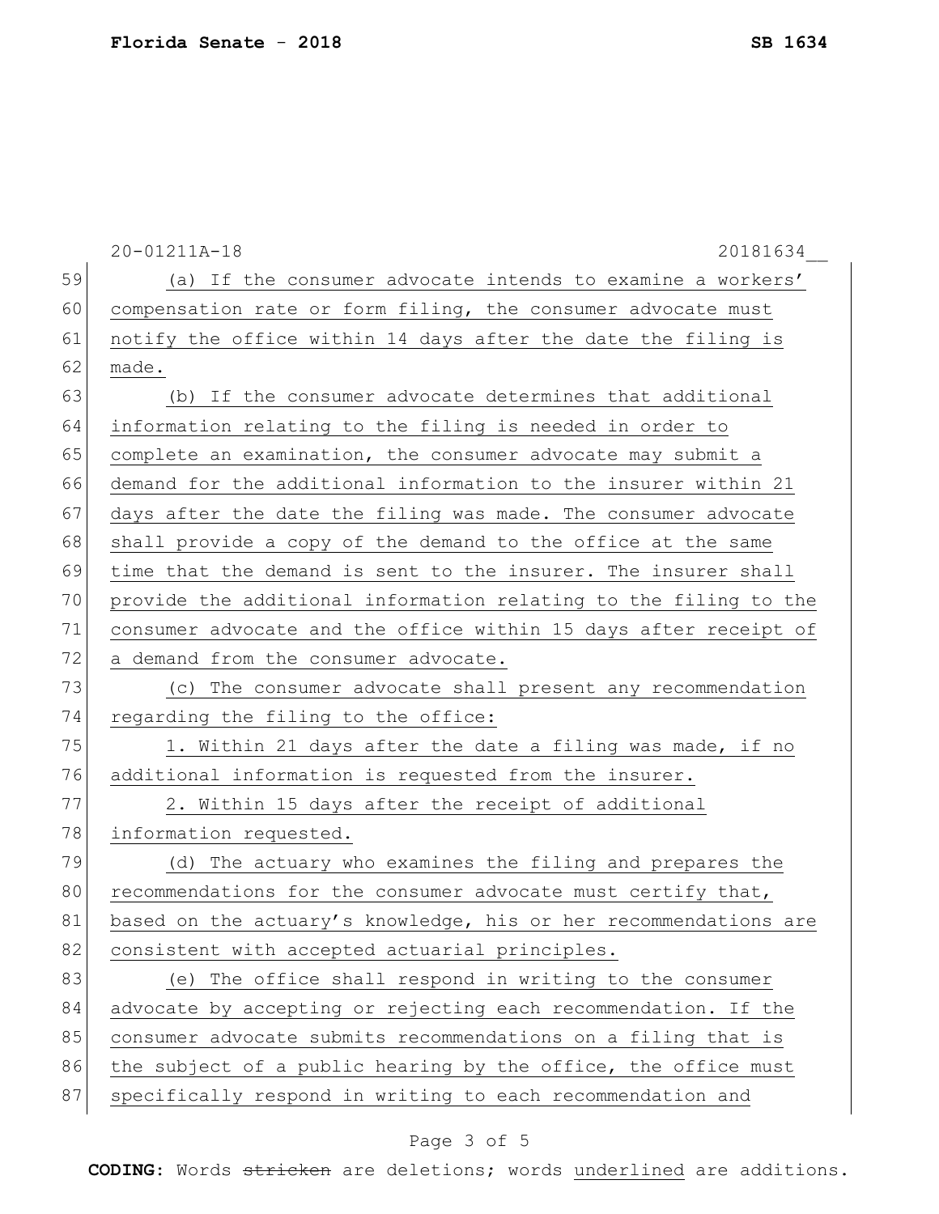(a) If the consumer advocate intends to examine a workers' compensation rate or form filing, the consumer advocate must notify the office within 14 days after the date the filing is made.

(b) If the consumer advocate determines that additional information relating to the filing is needed in order to complete an examination, the consumer advocate may submit a demand for the additional information to the insurer within 21 days after the date the filing was made. The consumer advocate shall provide a copy of the demand to the office at the same time that the demand is sent to the insurer. The insurer shall provide the additional information relating to the filing to the consumer advocate and the office within 15 days after receipt of a demand from the consumer advocate.

(c) The consumer advocate shall present any recommendation regarding the filing to the office:

1. Within 21 days after the date a filing was made, if no additional information is requested from the insurer.

2. Within 15 days after the receipt of additional information requested.

(d) The actuary who examines the filing and prepares the recommendations for the consumer advocate must certify that, based on the actuary's knowledge, his or her recommendations are consistent with accepted actuarial principles.

(e) The office shall respond in writing to the consumer advocate by accepting or rejecting each recommendation. If the consumer advocate submits recommendations on a filing that is the subject of a public hearing by the office, the office must specifically respond in writing to each recommendation and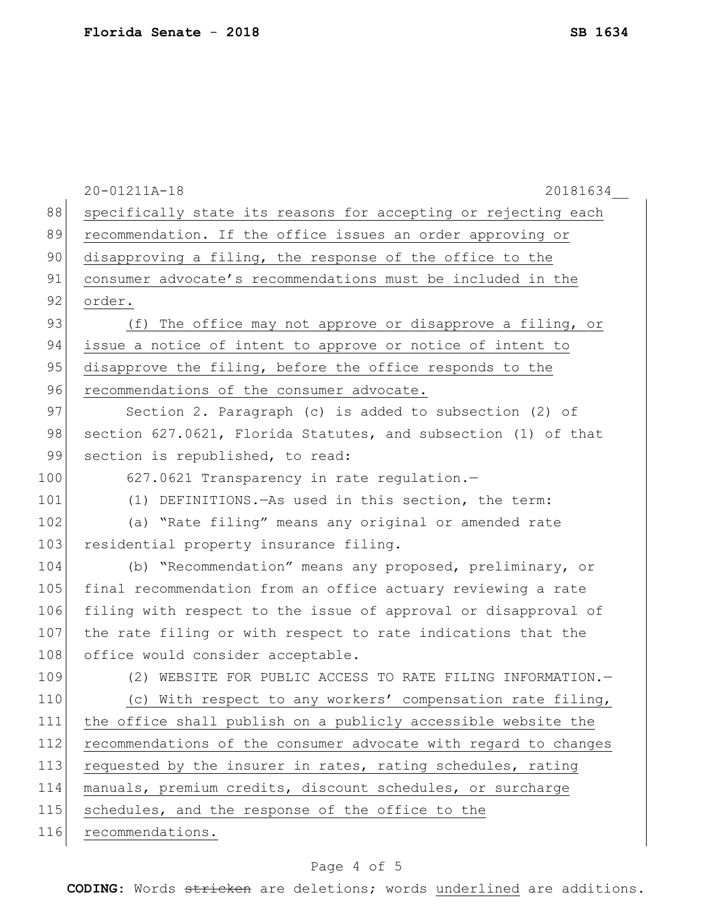specifically state its reasons for accepting or rejecting each recommendation. If the office issues an order approving or disapproving a filing, the response of the office to the consumer advocate's recommendations must be included in the order.

(f) The office may not approve or disapprove a filing, or issue a notice of intent to approve or notice of intent to disapprove the filing, before the office responds to the recommendations of the consumer advocate.

Section 2. Paragraph (c) is added to subsection (2) of section 627.0621, Florida Statutes, and subsection (1) of that section is republished, to read:

627.0621 Transparency in rate regulation.—

(1) DEFINITIONS.—As used in this section, the term:

(a) "Rate filing" means any original or amended rate residential property insurance filing.

(b) "Recommendation" means any proposed, preliminary, or final recommendation from an office actuary reviewing a rate filing with respect to the issue of approval or disapproval of the rate filing or with respect to rate indications that the office would consider acceptable.

(2) WEBSITE FOR PUBLIC ACCESS TO RATE FILING INFORMATION.—

(c) With respect to any workers' compensation rate filing, the office shall publish on a publicly accessible website the recommendations of the consumer advocate with regard to changes requested by the insurer in rates, rating schedules, rating manuals, premium credits, discount schedules, or surcharge schedules, and the response of the office to the recommendations.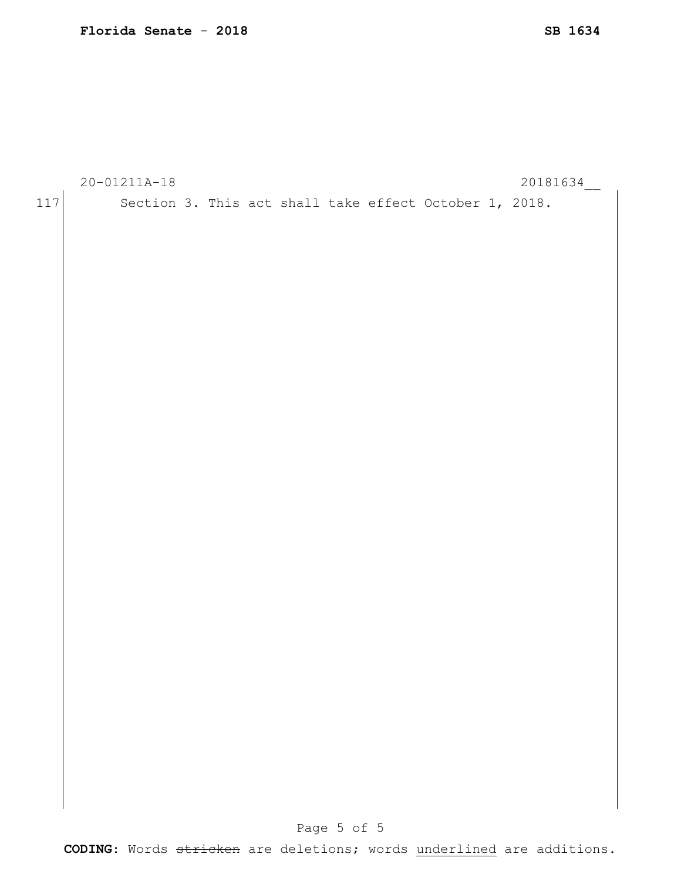20-01211A-18 20181634__

117 Section 3. This act shall take effect October 1, 2018.

**CODING:** Words ~~stricken~~ are deletions; words <u>underlined</u> are additions.